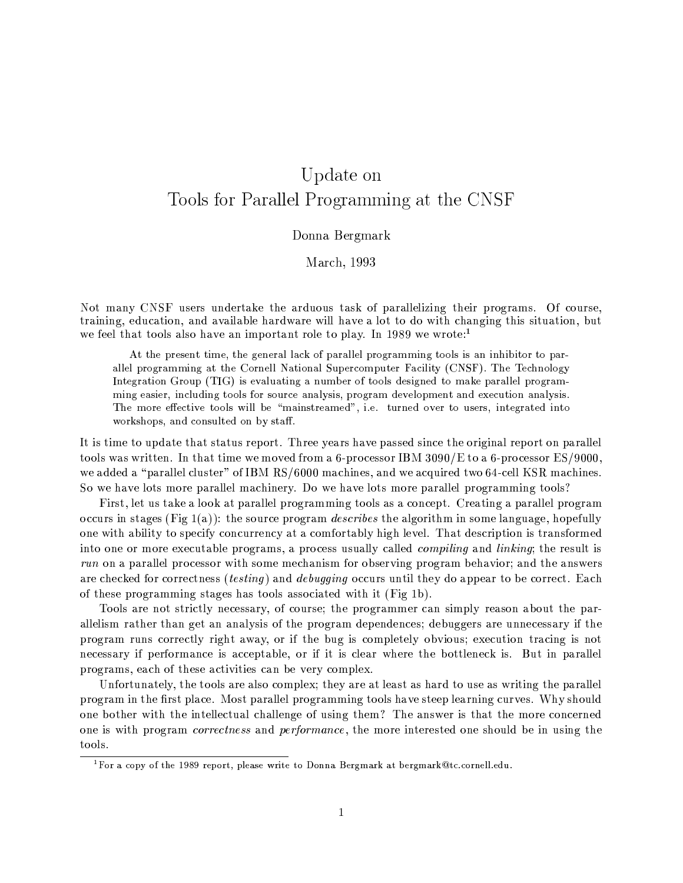# Update on Tools for Parallel Programming at the CNSF

Donna Bergmark

March, 1993

Not many CNSF users undertake the arduous task of parallelizing their programs. Of course, training, education, and available hardware will have a lot to do with changing this situation, but we feel that tools also have an important role to play. In 1989 we wrote:[1]

> At the present time, the general lack of parallel programming tools is an inhibitor to parallel programming at the Cornell National Supercomputer Facility (CNSF). The Technology Integration Group (TIG) is evaluating a number of tools designed to make parallel programming easier, including tools for source analysis, program development and execution analysis. The more effective tools will be "mainstreamed", i.e. turned over to users, integrated into workshops, and consulted on by staff.

It is time to update that status report. Three years have passed since the original report on parallel tools was written. In that time we moved from a 6-processor IBM 3090/E to a 6-processor ES/9000, we added a "parallel cluster" of IBM RS/6000 machines, and we acquired two 64-cell KSR machines. So we have lots more parallel machinery. Do we have lots more parallel programming tools?

First, let us take a look at parallel programming tools as a concept. Creating a parallel program occurs in stages (Fig 1(a)): the source program *describes* the algorithm in some language, hopefully one with ability to specify concurrency at a comfortably high level. That description is transformed into one or more executable programs, a process usually called *compiling* and *linking*; the result is *run* on a parallel processor with some mechanism for observing program behavior; and the answers are checked for correctness (*testing*) and *debugging* occurs until they do appear to be correct. Each of these programming stages has tools associated with it (Fig 1b).

Tools are not strictly necessary, of course; the programmer can simply reason about the parallelism rather than get an analysis of the program dependences; debuggers are unnecessary if the program runs correctly right away, or if the bug is completely obvious; execution tracing is not necessary if performance is acceptable, or if it is clear where the bottleneck is. But in parallel programs, each of these activities can be very complex.

Unfortunately, the tools are also complex; they are at least as hard to use as writing the parallel program in the first place. Most parallel programming tools have steep learning curves. Why should one bother with the intellectual challenge of using them? The answer is that the more concerned one is with program *correctness* and *performance*, the more interested one should be in using the tools.

[1] For a copy of the 1989 report, please write to Donna Bergmark at bergmark@tc.cornell.edu.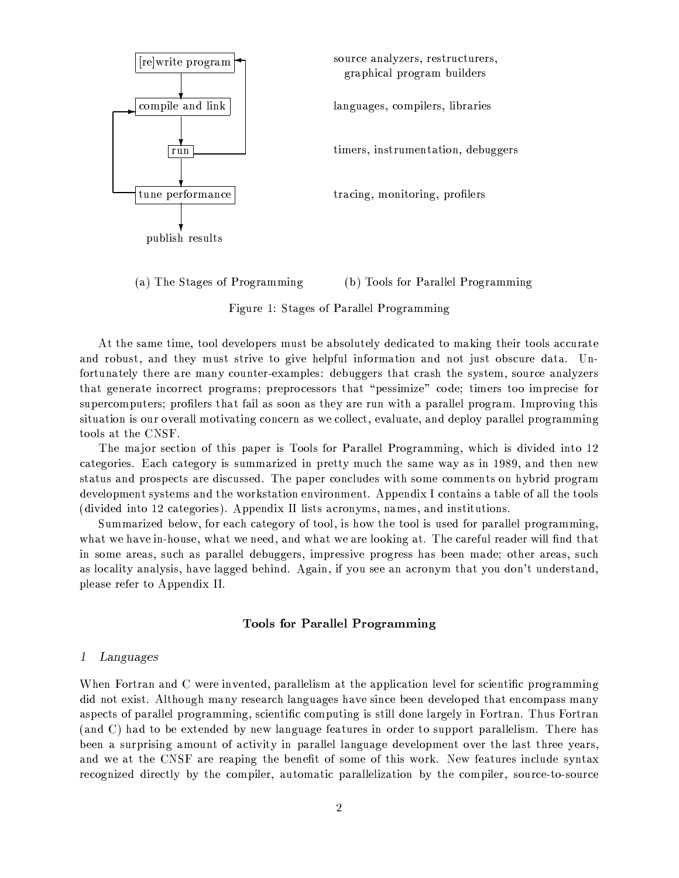[re]write program

compile and link

run

tune performance

publish results

source analyzers, restructurers, graphical program builders

languages, compilers, libraries

timers, instrumentation, debuggers

tracing, monitoring, profilers

(a) The Stages of Programming (b) Tools for Parallel Programming

Figure 1: Stages of Parallel Programming

At the same time, tool developers must be absolutely dedicated to making their tools accurate and robust, and they must strive to give helpful information and not just obscure data. Unfortunately there are many counter-examples: debuggers that crash the system, source analyzers that generate incorrect programs; preprocessors that "pessimize" code; timers too imprecise for supercomputers; profilers that fail as soon as they are run with a parallel program. Improving this situation is our overall motivating concern as we collect, evaluate, and deploy parallel programming tools at the CNSF.

The major section of this paper is Tools for Parallel Programming, which is divided into 12 categories. Each category is summarized in pretty much the same way as in 1989, and then new status and prospects are discussed. The paper concludes with some comments on hybrid program development systems and the workstation environment. Appendix I contains a table of all the tools (divided into 12 categories). Appendix II lists acronyms, names, and institutions.

Summarized below, for each category of tool, is how the tool is used for parallel programming, what we have in-house, what we need, and what we are looking at. The careful reader will find that in some areas, such as parallel debuggers, impressive progress has been made; other areas, such as locality analysis, have lagged behind. Again, if you see an acronym that you don't understand, please refer to Appendix II.

## Tools for Parallel Programming

### 1 Languages

When Fortran and C were invented, parallelism at the application level for scientific programming did not exist. Although many research languages have since been developed that encompass many aspects of parallel programming, scientific computing is still done largely in Fortran. Thus Fortran (and C) had to be extended by new language features in order to support parallelism. There has been a surprising amount of activity in parallel language development over the last three years, and we at the CNSF are reaping the benefit of some of this work. New features include syntax recognized directly by the compiler, automatic parallelization by the compiler, source-to-source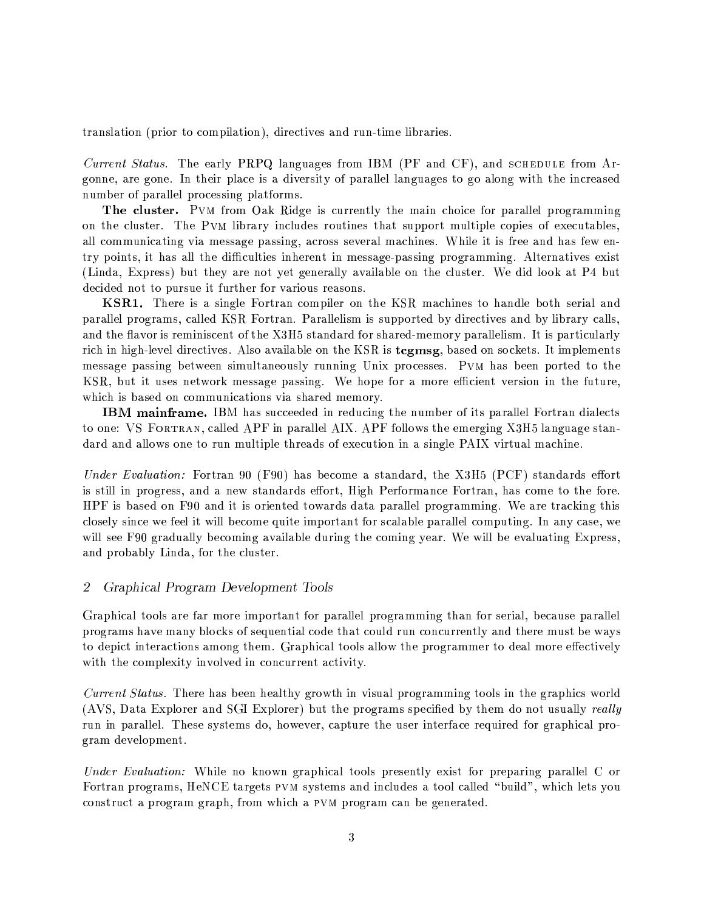translation (prior to compilation), directives and run-time libraries.

*Current Status.* The early PRPQ languages from IBM (PF and CF), and SCHEDULE from Argonne, are gone. In their place is a diversity of parallel languages to go along with the increased number of parallel processing platforms.

**The cluster.** PVM from Oak Ridge is currently the main choice for parallel programming on the cluster. The PVM library includes routines that support multiple copies of executables, all communicating via message passing, across several machines. While it is free and has few entry points, it has all the difficulties inherent in message-passing programming. Alternatives exist (Linda, Express) but they are not yet generally available on the cluster. We did look at P4 but decided not to pursue it further for various reasons.

**KSR1.** There is a single Fortran compiler on the KSR machines to handle both serial and parallel programs, called KSR Fortran. Parallelism is supported by directives and by library calls, and the flavor is reminiscent of the X3H5 standard for shared-memory parallelism. It is particularly rich in high-level directives. Also available on the KSR is **tcgmsg**, based on sockets. It implements message passing between simultaneously running Unix processes. PVM has been ported to the KSR, but it uses network message passing. We hope for a more efficient version in the future, which is based on communications via shared memory.

**IBM mainframe.** IBM has succeeded in reducing the number of its parallel Fortran dialects to one: VS FORTRAN, called APF in parallel AIX. APF follows the emerging X3H5 language standard and allows one to run multiple threads of execution in a single PAIX virtual machine.

*Under Evaluation:* Fortran 90 (F90) has become a standard, the X3H5 (PCF) standards effort is still in progress, and a new standards effort, High Performance Fortran, has come to the fore. HPF is based on F90 and it is oriented towards data parallel programming. We are tracking this closely since we feel it will become quite important for scalable parallel computing. In any case, we will see F90 gradually becoming available during the coming year. We will be evaluating Express, and probably Linda, for the cluster.

## 2 Graphical Program Development Tools

Graphical tools are far more important for parallel programming than for serial, because parallel programs have many blocks of sequential code that could run concurrently and there must be ways to depict interactions among them. Graphical tools allow the programmer to deal more effectively with the complexity involved in concurrent activity.

*Current Status.* There has been healthy growth in visual programming tools in the graphics world (AVS, Data Explorer and SGI Explorer) but the programs specified by them do not usually *really* run in parallel. These systems do, however, capture the user interface required for graphical program development.

*Under Evaluation:* While no known graphical tools presently exist for preparing parallel C or Fortran programs, HeNCE targets PVM systems and includes a tool called "build", which lets you construct a program graph, from which a PVM program can be generated.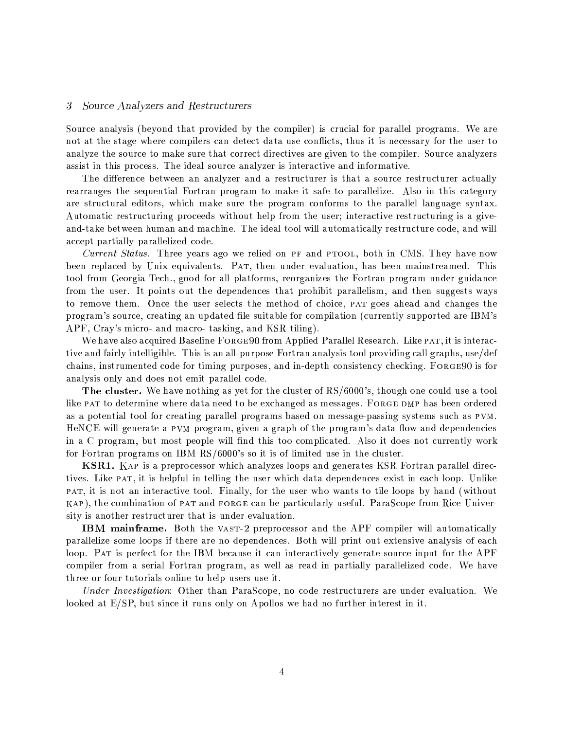## 3 Source Analyzers and Restructurers

Source analysis (beyond that provided by the compiler) is crucial for parallel programs. We are not at the stage where compilers can detect data use conflicts, thus it is necessary for the user to analyze the source to make sure that correct directives are given to the compiler. Source analyzers assist in this process. The ideal source analyzer is interactive and informative.

The difference between an analyzer and a restructurer is that a source restructurer actually rearranges the sequential Fortran program to make it safe to parallelize. Also in this category are structural editors, which make sure the program conforms to the parallel language syntax. Automatic restructuring proceeds without help from the user; interactive restructuring is a give-and-take between human and machine. The ideal tool will automatically restructure code, and will accept partially parallelized code.

*Current Status.* Three years ago we relied on PF and PTOOL, both in CMS. They have now been replaced by Unix equivalents. PAT, then under evaluation, has been mainstreamed. This tool from Georgia Tech., good for all platforms, reorganizes the Fortran program under guidance from the user. It points out the dependences that prohibit parallelism, and then suggests ways to remove them. Once the user selects the method of choice, PAT goes ahead and changes the program's source, creating an updated file suitable for compilation (currently supported are IBM's APF, Cray's micro- and macro- tasking, and KSR tiling).

We have also acquired Baseline FORGE90 from Applied Parallel Research. Like PAT, it is interactive and fairly intelligible. This is an all-purpose Fortran analysis tool providing call graphs, use/def chains, instrumented code for timing purposes, and in-depth consistency checking. FORGE90 is for analysis only and does not emit parallel code.

**The cluster.** We have nothing as yet for the cluster of RS/6000's, though one could use a tool like PAT to determine where data need to be exchanged as messages. FORGE DMP has been ordered as a potential tool for creating parallel programs based on message-passing systems such as PVM. HeNCE will generate a PVM program, given a graph of the program's data flow and dependencies in a C program, but most people will find this too complicated. Also it does not currently work for Fortran programs on IBM RS/6000's so it is of limited use in the cluster.

**KSR1.** KAP is a preprocessor which analyzes loops and generates KSR Fortran parallel directives. Like PAT, it is helpful in telling the user which data dependences exist in each loop. Unlike PAT, it is not an interactive tool. Finally, for the user who wants to tile loops by hand (without KAP), the combination of PAT and FORGE can be particularly useful. ParaScope from Rice University is another restructurer that is under evaluation.

**IBM mainframe.** Both the VAST-2 preprocessor and the APF compiler will automatically parallelize some loops if there are no dependences. Both will print out extensive analysis of each loop. PAT is perfect for the IBM because it can interactively generate source input for the APF compiler from a serial Fortran program, as well as read in partially parallelized code. We have three or four tutorials online to help users use it.

*Under Investigation*: Other than ParaScope, no code restructurers are under evaluation. We looked at E/SP, but since it runs only on Apollos we had no further interest in it.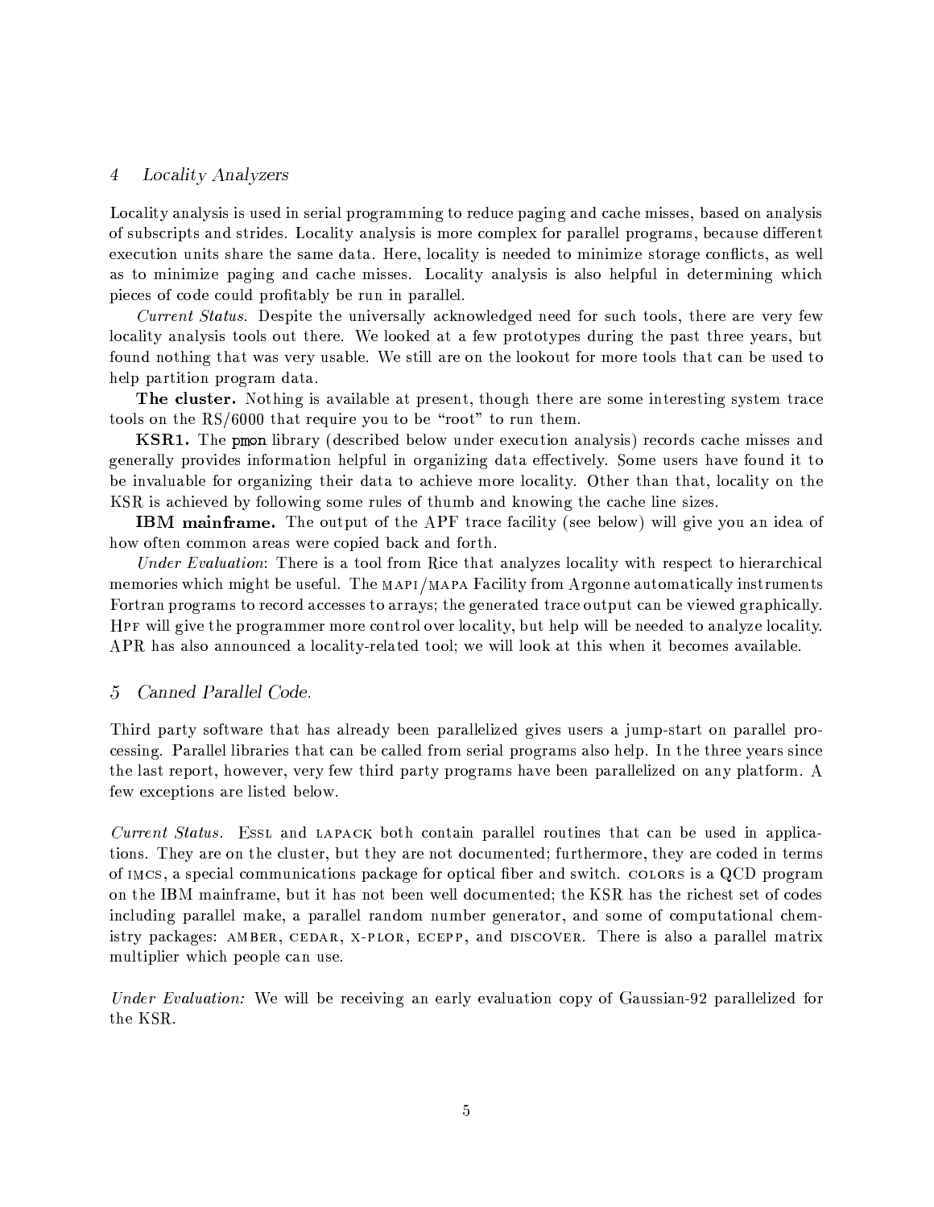## 4 *Locality Analyzers*

Locality analysis is used in serial programming to reduce paging and cache misses, based on analysis of subscripts and strides. Locality analysis is more complex for parallel programs, because different execution units share the same data. Here, locality is needed to minimize storage conflicts, as well as to minimize paging and cache misses. Locality analysis is also helpful in determining which pieces of code could profitably be run in parallel.

*Current Status.* Despite the universally acknowledged need for such tools, there are very few locality analysis tools out there. We looked at a few prototypes during the past three years, but found nothing that was very usable. We still are on the lookout for more tools that can be used to help partition program data.

**The cluster.** Nothing is available at present, though there are some interesting system trace tools on the RS/6000 that require you to be "root" to run them.

**KSR1.** The `pmon` library (described below under execution analysis) records cache misses and generally provides information helpful in organizing data effectively. Some users have found it to be invaluable for organizing their data to achieve more locality. Other than that, locality on the KSR is achieved by following some rules of thumb and knowing the cache line sizes.

**IBM mainframe.** The output of the APF trace facility (see below) will give you an idea of how often common areas were copied back and forth.

*Under Evaluation*: There is a tool from Rice that analyzes locality with respect to hierarchical memories which might be useful. The MAPI/MAPA Facility from Argonne automatically instruments Fortran programs to record accesses to arrays; the generated trace output can be viewed graphically. HPF will give the programmer more control over locality, but help will be needed to analyze locality. APR has also announced a locality-related tool; we will look at this when it becomes available.

## 5 *Canned Parallel Code.*

Third party software that has already been parallelized gives users a jump-start on parallel processing. Parallel libraries that can be called from serial programs also help. In the three years since the last report, however, very few third party programs have been parallelized on any platform. A few exceptions are listed below.

*Current Status.* ESSL and LAPACK both contain parallel routines that can be used in applications. They are on the cluster, but they are not documented; furthermore, they are coded in terms of IMCS, a special communications package for optical fiber and switch. COLORS is a QCD program on the IBM mainframe, but it has not been well documented; the KSR has the richest set of codes including parallel make, a parallel random number generator, and some of computational chemistry packages: AMBER, CEDAR, X-PLOR, ECEPP, and DISCOVER. There is also a parallel matrix multiplier which people can use.

*Under Evaluation:* We will be receiving an early evaluation copy of Gaussian-92 parallelized for the KSR.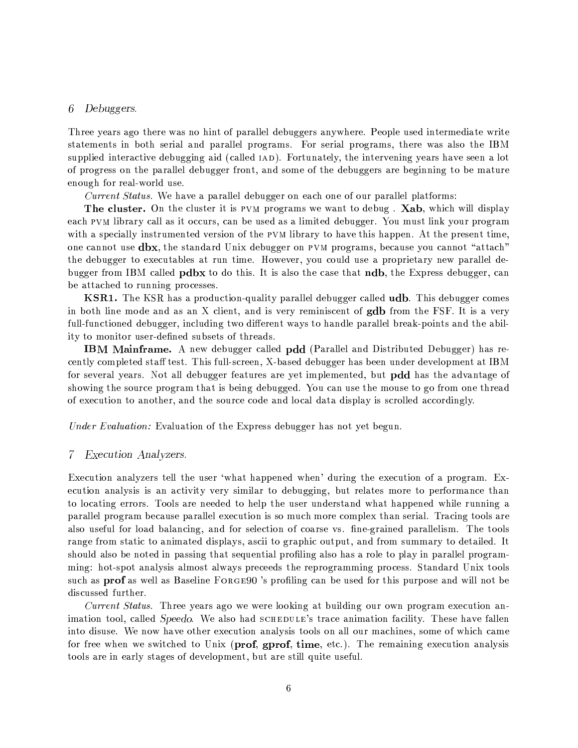## 6 Debuggers.

Three years ago there was no hint of parallel debuggers anywhere. People used intermediate write statements in both serial and parallel programs. For serial programs, there was also the IBM supplied interactive debugging aid (called IAD). Fortunately, the intervening years have seen a lot of progress on the parallel debugger front, and some of the debuggers are beginning to be mature enough for real-world use.

*Current Status.* We have a parallel debugger on each one of our parallel platforms:

**The cluster.** On the cluster it is PVM programs we want to debug . **Xab**, which will display each PVM library call as it occurs, can be used as a limited debugger. You must link your program with a specially instrumented version of the PVM library to have this happen. At the present time, one cannot use **dbx**, the standard Unix debugger on PVM programs, because you cannot "attach" the debugger to executables at run time. However, you could use a proprietary new parallel debugger from IBM called **pdbx** to do this. It is also the case that **ndb**, the Express debugger, can be attached to running processes.

**KSR1.** The KSR has a production-quality parallel debugger called **udb**. This debugger comes in both line mode and as an X client, and is very reminiscent of **gdb** from the FSF. It is a very full-functioned debugger, including two different ways to handle parallel break-points and the ability to monitor user-defined subsets of threads.

**IBM Mainframe.** A new debugger called **pdd** (Parallel and Distributed Debugger) has recently completed staff test. This full-screen, X-based debugger has been under development at IBM for several years. Not all debugger features are yet implemented, but **pdd** has the advantage of showing the source program that is being debugged. You can use the mouse to go from one thread of execution to another, and the source code and local data display is scrolled accordingly.

*Under Evaluation:* Evaluation of the Express debugger has not yet begun.

## 7 Execution Analyzers.

Execution analyzers tell the user 'what happened when' during the execution of a program. Execution analysis is an activity very similar to debugging, but relates more to performance than to locating errors. Tools are needed to help the user understand what happened while running a parallel program because parallel execution is so much more complex than serial. Tracing tools are also useful for load balancing, and for selection of coarse vs. fine-grained parallelism. The tools range from static to animated displays, ascii to graphic output, and from summary to detailed. It should also be noted in passing that sequential profiling also has a role to play in parallel programming: hot-spot analysis almost always preceeds the reprogramming process. Standard Unix tools such as **prof** as well as Baseline FORGE90 's profiling can be used for this purpose and will not be discussed further.

*Current Status.* Three years ago we were looking at building our own program execution animation tool, called *Speedo*. We also had SCHEDULE's trace animation facility. These have fallen into disuse. We now have other execution analysis tools on all our machines, some of which came for free when we switched to Unix (**prof**, **gprof**, **time**, etc.). The remaining execution analysis tools are in early stages of development, but are still quite useful.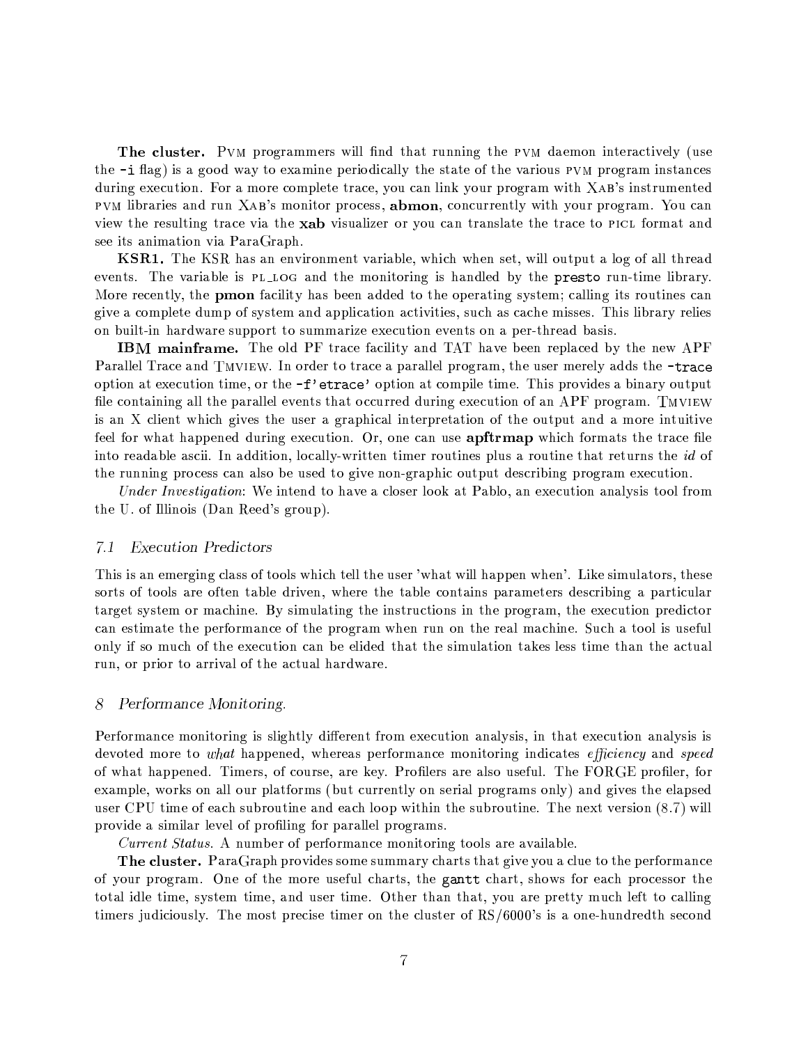**The cluster.** PVM programmers will find that running the PVM daemon interactively (use the `-i` flag) is a good way to examine periodically the state of the various PVM program instances during execution. For a more complete trace, you can link your program with XAB's instrumented PVM libraries and run XAB's monitor process, **abmon**, concurrently with your program. You can view the resulting trace via the **xab** visualizer or you can translate the trace to PICL format and see its animation via ParaGraph.

**KSR1.** The KSR has an environment variable, which when set, will output a log of all thread events. The variable is PL_LOG and the monitoring is handled by the `presto` run-time library. More recently, the **pmon** facility has been added to the operating system; calling its routines can give a complete dump of system and application activities, such as cache misses. This library relies on built-in hardware support to summarize execution events on a per-thread basis.

**IBM mainframe.** The old PF trace facility and TAT have been replaced by the new APF Parallel Trace and TMVIEW. In order to trace a parallel program, the user merely adds the `-trace` option at execution time, or the `-f'etrace'` option at compile time. This provides a binary output file containing all the parallel events that occurred during execution of an APF program. TMVIEW is an X client which gives the user a graphical interpretation of the output and a more intuitive feel for what happened during execution. Or, one can use **apftrmap** which formats the trace file into readable ascii. In addition, locally-written timer routines plus a routine that returns the *id* of the running process can also be used to give non-graphic output describing program execution.

*Under Investigation*: We intend to have a closer look at Pablo, an execution analysis tool from the U. of Illinois (Dan Reed's group).

### 7.1 Execution Predictors

This is an emerging class of tools which tell the user 'what will happen when'. Like simulators, these sorts of tools are often table driven, where the table contains parameters describing a particular target system or machine. By simulating the instructions in the program, the execution predictor can estimate the performance of the program when run on the real machine. Such a tool is useful only if so much of the execution can be elided that the simulation takes less time than the actual run, or prior to arrival of the actual hardware.

## 8 Performance Monitoring.

Performance monitoring is slightly different from execution analysis, in that execution analysis is devoted more to *what* happened, whereas performance monitoring indicates *efficiency* and *speed* of what happened. Timers, of course, are key. Profilers are also useful. The FORGE profiler, for example, works on all our platforms (but currently on serial programs only) and gives the elapsed user CPU time of each subroutine and each loop within the subroutine. The next version (8.7) will provide a similar level of profiling for parallel programs.

*Current Status.* A number of performance monitoring tools are available.

**The cluster.** ParaGraph provides some summary charts that give you a clue to the performance of your program. One of the more useful charts, the `gantt` chart, shows for each processor the total idle time, system time, and user time. Other than that, you are pretty much left to calling timers judiciously. The most precise timer on the cluster of RS/6000's is a one-hundredth second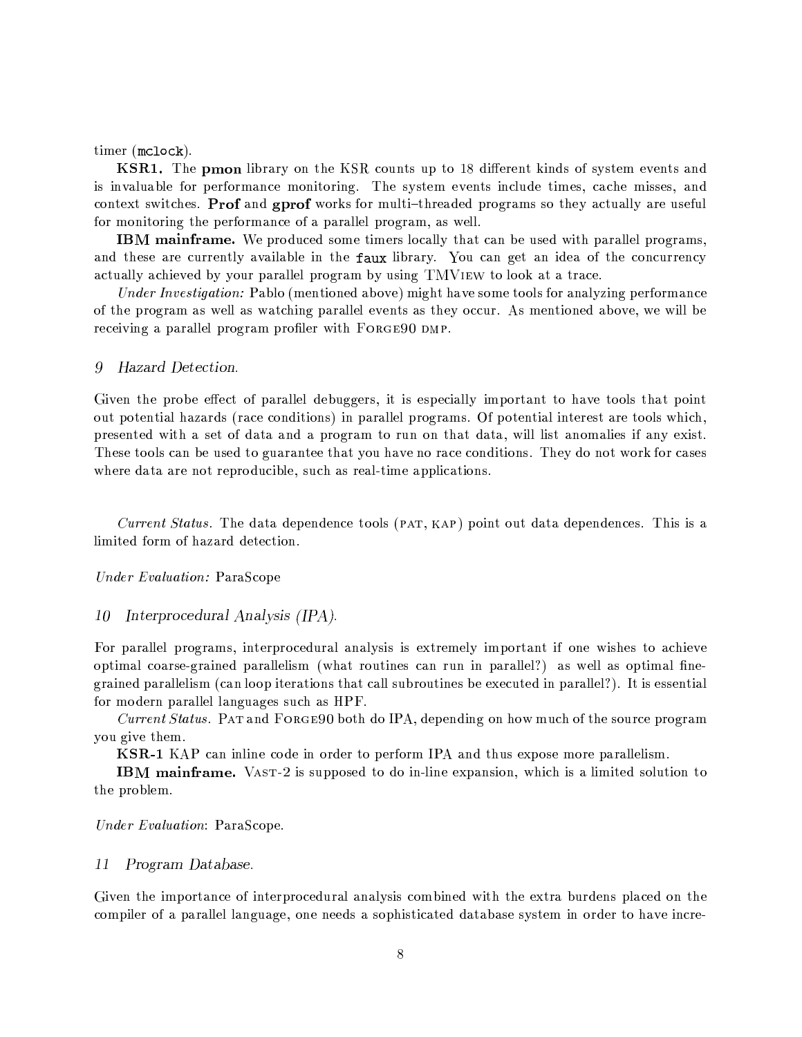timer (`mclock`).

**KSR1.** The **pmon** library on the KSR counts up to 18 different kinds of system events and is invaluable for performance monitoring. The system events include times, cache misses, and context switches. **Prof** and **gprof** works for multi–threaded programs so they actually are useful for monitoring the performance of a parallel program, as well.

**IBM mainframe.** We produced some timers locally that can be used with parallel programs, and these are currently available in the **faux** library. You can get an idea of the concurrency actually achieved by your parallel program by using TMView to look at a trace.

*Under Investigation:* Pablo (mentioned above) might have some tools for analyzing performance of the program as well as watching parallel events as they occur. As mentioned above, we will be receiving a parallel program profiler with Forge90 dmp.

## 9 *Hazard Detection.*

Given the probe effect of parallel debuggers, it is especially important to have tools that point out potential hazards (race conditions) in parallel programs. Of potential interest are tools which, presented with a set of data and a program to run on that data, will list anomalies if any exist. These tools can be used to guarantee that you have no race conditions. They do not work for cases where data are not reproducible, such as real-time applications.

*Current Status.* The data dependence tools (pat, kap) point out data dependences. This is a limited form of hazard detection.

*Under Evaluation:* ParaScope

## 10 *Interprocedural Analysis (IPA).*

For parallel programs, interprocedural analysis is extremely important if one wishes to achieve optimal coarse-grained parallelism (what routines can run in parallel?) as well as optimal fine-grained parallelism (can loop iterations that call subroutines be executed in parallel?). It is essential for modern parallel languages such as HPF.

*Current Status.* Pat and Forge90 both do IPA, depending on how much of the source program you give them.

**KSR-1** KAP can inline code in order to perform IPA and thus expose more parallelism.

**IBM mainframe.** Vast-2 is supposed to do in-line expansion, which is a limited solution to the problem.

*Under Evaluation*: ParaScope.

## 11 *Program Database.*

Given the importance of interprocedural analysis combined with the extra burdens placed on the compiler of a parallel language, one needs a sophisticated database system in order to have incre-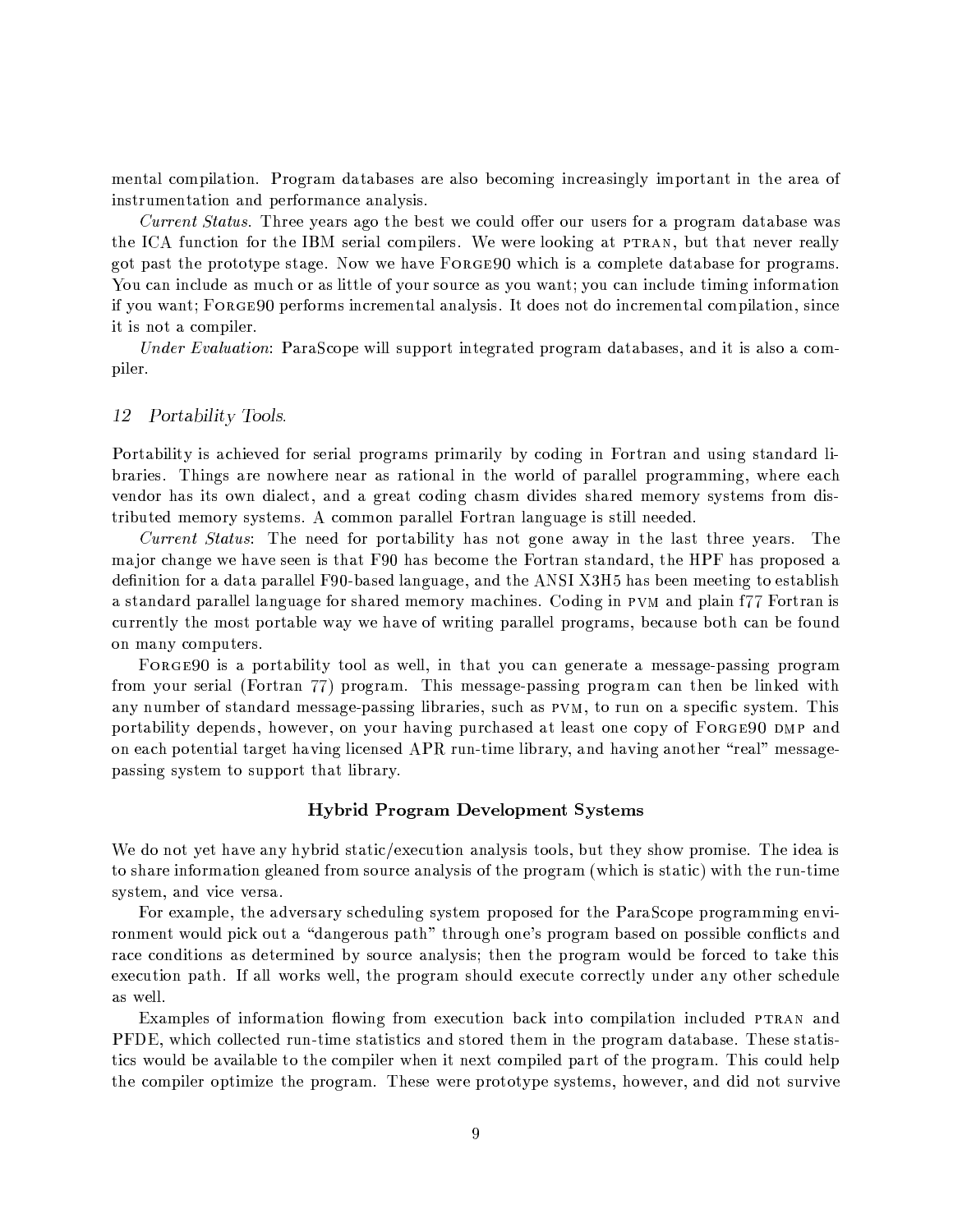mental compilation. Program databases are also becoming increasingly important in the area of instrumentation and performance analysis.

*Current Status.* Three years ago the best we could offer our users for a program database was the ICA function for the IBM serial compilers. We were looking at PTRAN, but that never really got past the prototype stage. Now we have FORGE90 which is a complete database for programs. You can include as much or as little of your source as you want; you can include timing information if you want; FORGE90 performs incremental analysis. It does not do incremental compilation, since it is not a compiler.

*Under Evaluation*: ParaScope will support integrated program databases, and it is also a compiler.

## 12 *Portability Tools.*

Portability is achieved for serial programs primarily by coding in Fortran and using standard libraries. Things are nowhere near as rational in the world of parallel programming, where each vendor has its own dialect, and a great coding chasm divides shared memory systems from distributed memory systems. A common parallel Fortran language is still needed.

*Current Status*: The need for portability has not gone away in the last three years. The major change we have seen is that F90 has become the Fortran standard, the HPF has proposed a definition for a data parallel F90-based language, and the ANSI X3H5 has been meeting to establish a standard parallel language for shared memory machines. Coding in PVM and plain f77 Fortran is currently the most portable way we have of writing parallel programs, because both can be found on many computers.

FORGE90 is a portability tool as well, in that you can generate a message-passing program from your serial (Fortran 77) program. This message-passing program can then be linked with any number of standard message-passing libraries, such as PVM, to run on a specific system. This portability depends, however, on your having purchased at least one copy of FORGE90 DMP and on each potential target having licensed APR run-time library, and having another "real" message-passing system to support that library.

### Hybrid Program Development Systems

We do not yet have any hybrid static/execution analysis tools, but they show promise. The idea is to share information gleaned from source analysis of the program (which is static) with the run-time system, and vice versa.

For example, the adversary scheduling system proposed for the ParaScope programming environment would pick out a "dangerous path" through one's program based on possible conflicts and race conditions as determined by source analysis; then the program would be forced to take this execution path. If all works well, the program should execute correctly under any other schedule as well.

Examples of information flowing from execution back into compilation included PTRAN and PFDE, which collected run-time statistics and stored them in the program database. These statistics would be available to the compiler when it next compiled part of the program. This could help the compiler optimize the program. These were prototype systems, however, and did not survive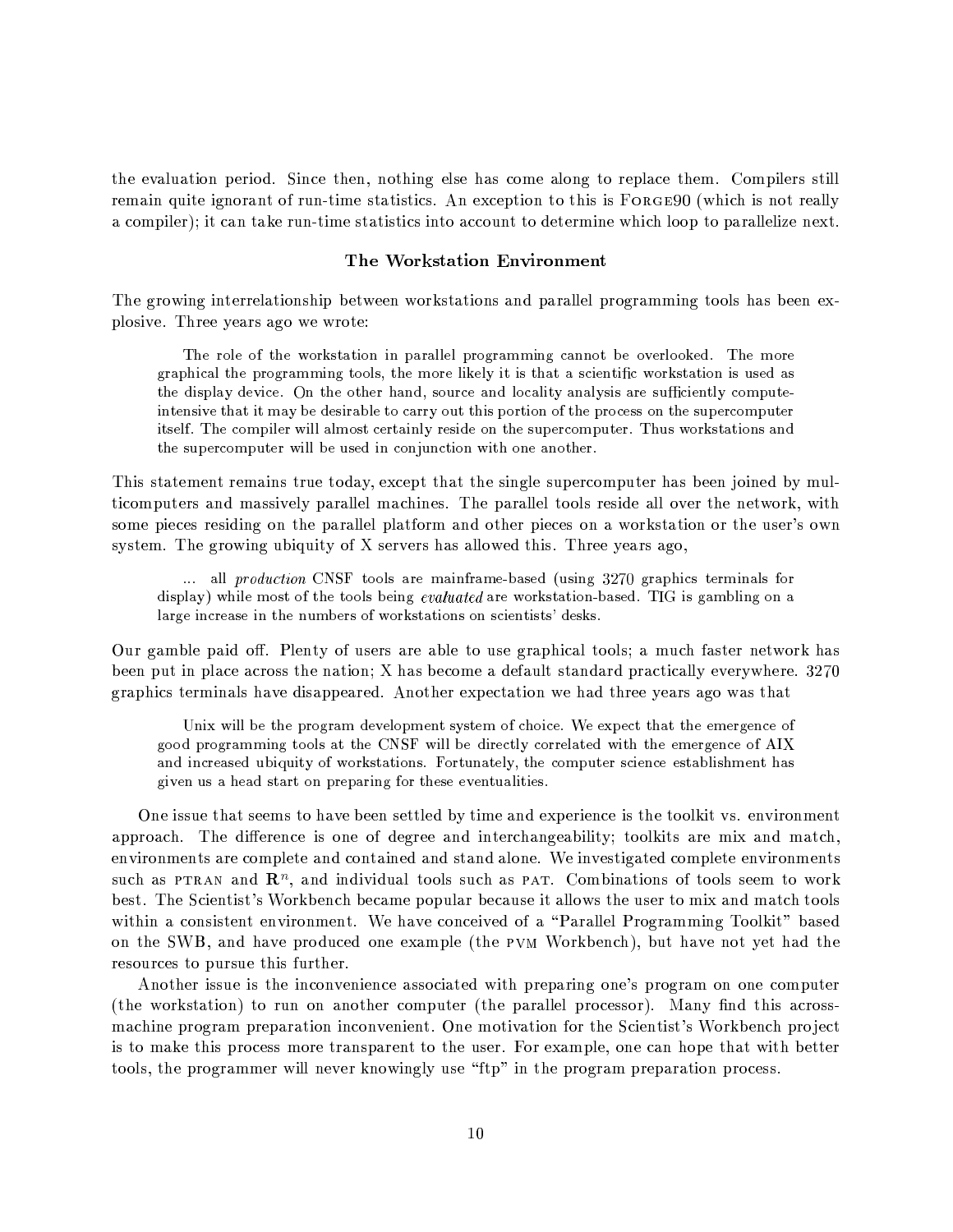the evaluation period. Since then, nothing else has come along to replace them. Compilers still remain quite ignorant of run-time statistics. An exception to this is FORGE90 (which is not really a compiler); it can take run-time statistics into account to determine which loop to parallelize next.

### The Workstation Environment

The growing interrelationship between workstations and parallel programming tools has been explosive. Three years ago we wrote:

> The role of the workstation in parallel programming cannot be overlooked. The more graphical the programming tools, the more likely it is that a scientific workstation is used as the display device. On the other hand, source and locality analysis are sufficiently compute-intensive that it may be desirable to carry out this portion of the process on the supercomputer itself. The compiler will almost certainly reside on the supercomputer. Thus workstations and the supercomputer will be used in conjunction with one another.

This statement remains true today, except that the single supercomputer has been joined by multicomputers and massively parallel machines. The parallel tools reside all over the network, with some pieces residing on the parallel platform and other pieces on a workstation or the user's own system. The growing ubiquity of X servers has allowed this. Three years ago,

> ... all *production* CNSF tools are mainframe-based (using 3270 graphics terminals for display) while most of the tools being *evaluated* are workstation-based. TIG is gambling on a large increase in the numbers of workstations on scientists' desks.

Our gamble paid off. Plenty of users are able to use graphical tools; a much faster network has been put in place across the nation; X has become a default standard practically everywhere. 3270 graphics terminals have disappeared. Another expectation we had three years ago was that

> Unix will be the program development system of choice. We expect that the emergence of good programming tools at the CNSF will be directly correlated with the emergence of AIX and increased ubiquity of workstations. Fortunately, the computer science establishment has given us a head start on preparing for these eventualities.

One issue that seems to have been settled by time and experience is the toolkit vs. environment approach. The difference is one of degree and interchangeability; toolkits are mix and match, environments are complete and contained and stand alone. We investigated complete environments such as PTRAN and $\mathbf{R}^n$, and individual tools such as PAT. Combinations of tools seem to work best. The Scientist's Workbench became popular because it allows the user to mix and match tools within a consistent environment. We have conceived of a "Parallel Programming Toolkit" based on the SWB, and have produced one example (the PVM Workbench), but have not yet had the resources to pursue this further.

Another issue is the inconvenience associated with preparing one's program on one computer (the workstation) to run on another computer (the parallel processor). Many find this across-machine program preparation inconvenient. One motivation for the Scientist's Workbench project is to make this process more transparent to the user. For example, one can hope that with better tools, the programmer will never knowingly use "ftp" in the program preparation process.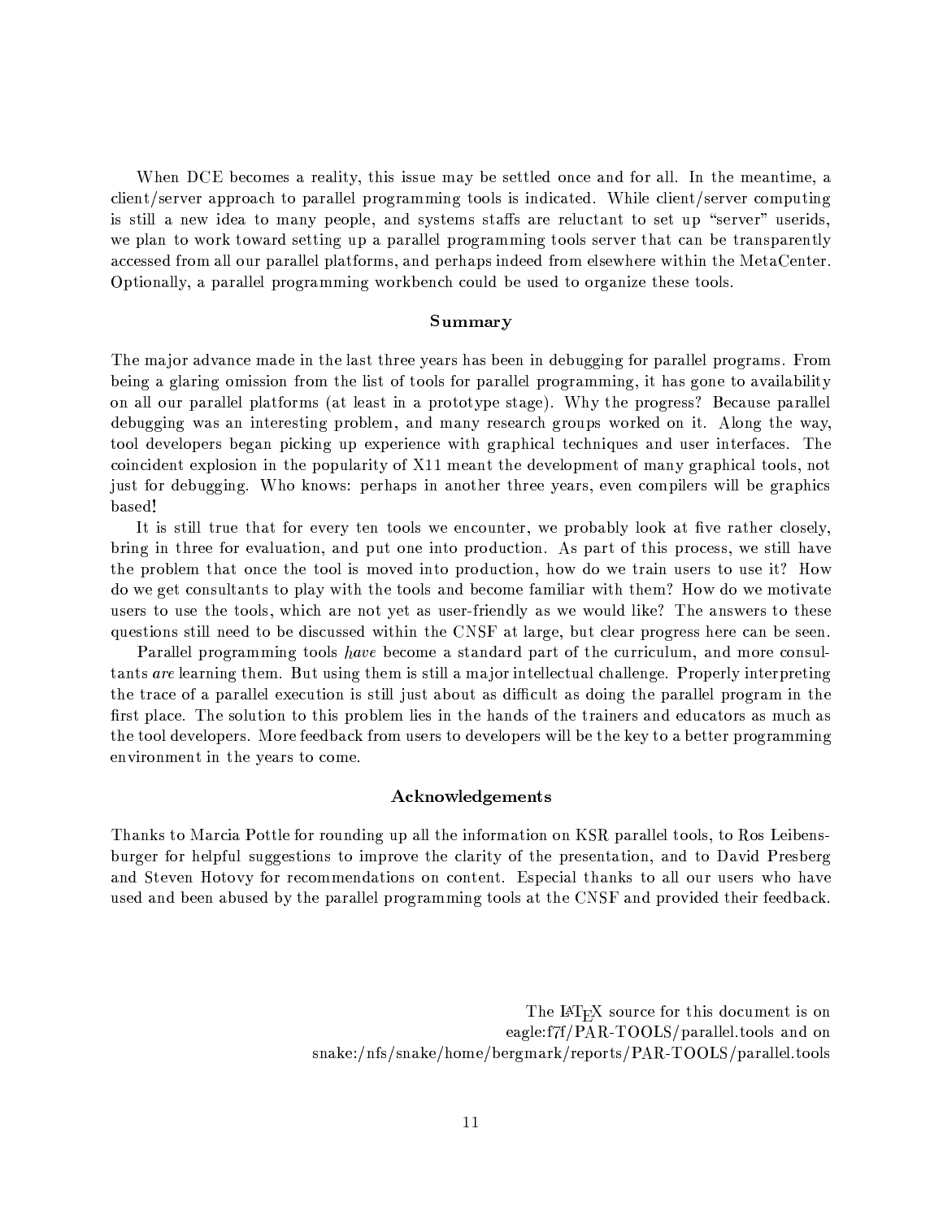When DCE becomes a reality, this issue may be settled once and for all. In the meantime, a client/server approach to parallel programming tools is indicated. While client/server computing is still a new idea to many people, and systems staffs are reluctant to set up "server" userids, we plan to work toward setting up a parallel programming tools server that can be transparently accessed from all our parallel platforms, and perhaps indeed from elsewhere within the MetaCenter. Optionally, a parallel programming workbench could be used to organize these tools.

## Summary

The major advance made in the last three years has been in debugging for parallel programs. From being a glaring omission from the list of tools for parallel programming, it has gone to availability on all our parallel platforms (at least in a prototype stage). Why the progress? Because parallel debugging was an interesting problem, and many research groups worked on it. Along the way, tool developers began picking up experience with graphical techniques and user interfaces. The coincident explosion in the popularity of X11 meant the development of many graphical tools, not just for debugging. Who knows: perhaps in another three years, even compilers will be graphics based!

It is still true that for every ten tools we encounter, we probably look at five rather closely, bring in three for evaluation, and put one into production. As part of this process, we still have the problem that once the tool is moved into production, how do we train users to use it? How do we get consultants to play with the tools and become familiar with them? How do we motivate users to use the tools, which are not yet as user-friendly as we would like? The answers to these questions still need to be discussed within the CNSF at large, but clear progress here can be seen.

Parallel programming tools *have* become a standard part of the curriculum, and more consultants *are* learning them. But using them is still a major intellectual challenge. Properly interpreting the trace of a parallel execution is still just about as difficult as doing the parallel program in the first place. The solution to this problem lies in the hands of the trainers and educators as much as the tool developers. More feedback from users to developers will be the key to a better programming environment in the years to come.

## Acknowledgements

Thanks to Marcia Pottle for rounding up all the information on KSR parallel tools, to Ros Leibensburger for helpful suggestions to improve the clarity of the presentation, and to David Presberg and Steven Hotovy for recommendations on content. Especial thanks to all our users who have used and been abused by the parallel programming tools at the CNSF and provided their feedback.

The LaTeX source for this document is on
eagle:f7f/PAR-TOOLS/parallel.tools and on
snake:/nfs/snake/home/bergmark/reports/PAR-TOOLS/parallel.tools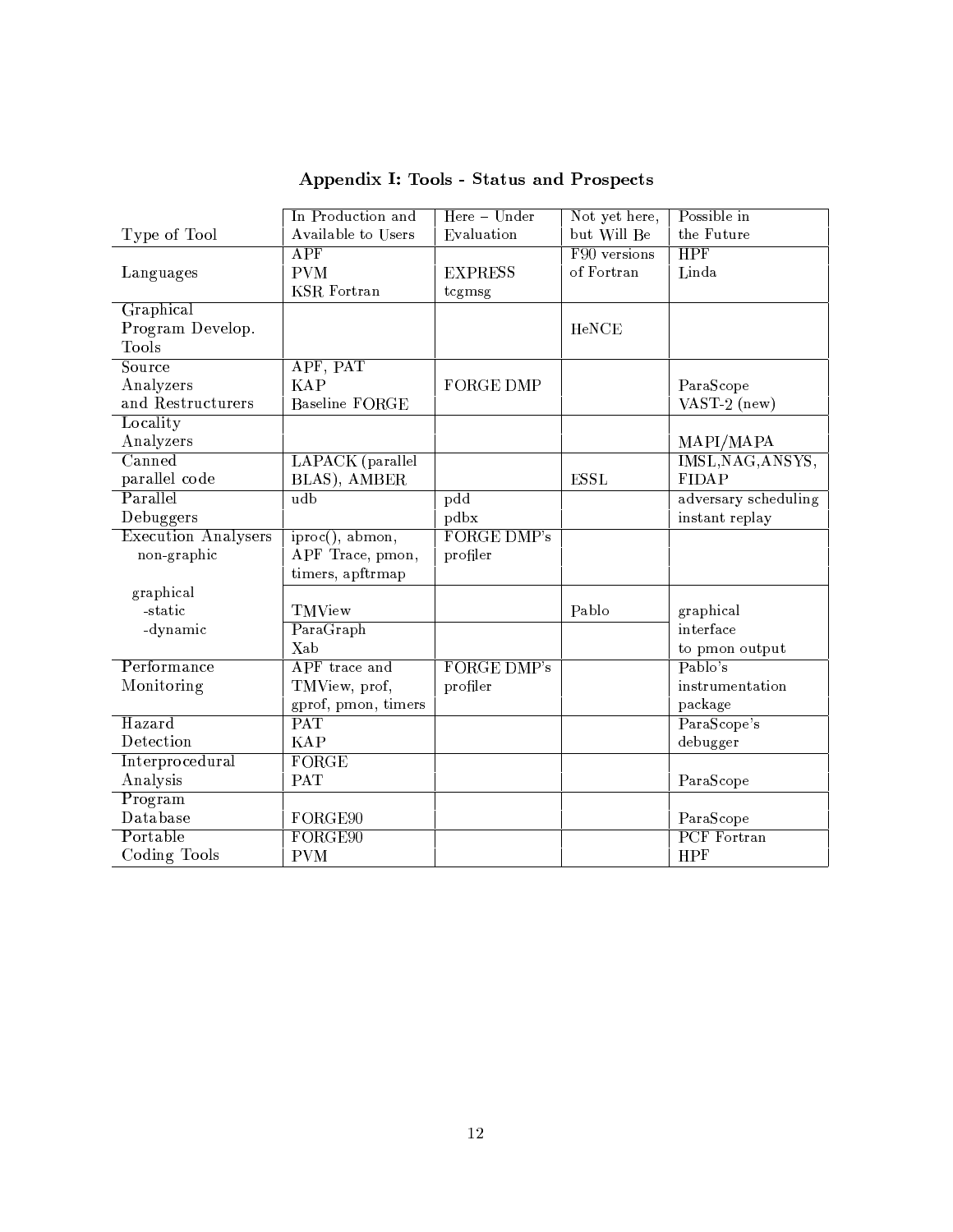## Appendix I: Tools - Status and Prospects

| Type of Tool | In Production and Available to Users | Here – Under Evaluation | Not yet here, but Will Be | Possible in the Future |
|---|---|---|---|---|
| Languages | APF<br>PVM<br>KSR Fortran | EXPRESS<br>tcgmsg | F90 versions of Fortran | HPF<br>Linda |
| Graphical Program Develop. Tools | | | HeNCE | |
| Source Analyzers and Restructurers | APF, PAT<br>KAP<br>Baseline FORGE | FORGE DMP | | ParaScope<br>VAST-2 (new) |
| Locality Analyzers | | | | MAPI/MAPA |
| Canned parallel code | LAPACK (parallel BLAS), AMBER | | ESSL | IMSL,NAG,ANSYS, FIDAP |
| Parallel Debuggers | udb | pdd<br>pdbx | | adversary scheduling<br>instant replay |
| Execution Analysers<br>non-graphic | iproc(), abmon, APF Trace, pmon, timers, apftrmap | FORGE DMP's profiler | | |
| graphical<br>-static | TMView | | Pablo | graphical interface to pmon output |
| -dynamic | ParaGraph<br>Xab | | | |
| Performance Monitoring | APF trace and TMView, prof, gprof, pmon, timers | FORGE DMP's profiler | | Pablo's instrumentation package |
| Hazard Detection | PAT<br>KAP | | | ParaScope's debugger |
| Interprocedural Analysis | FORGE<br>PAT | | | ParaScope |
| Program Database | FORGE90 | | | ParaScope |
| Portable Coding Tools | FORGE90<br>PVM | | | PCF Fortran<br>HPF |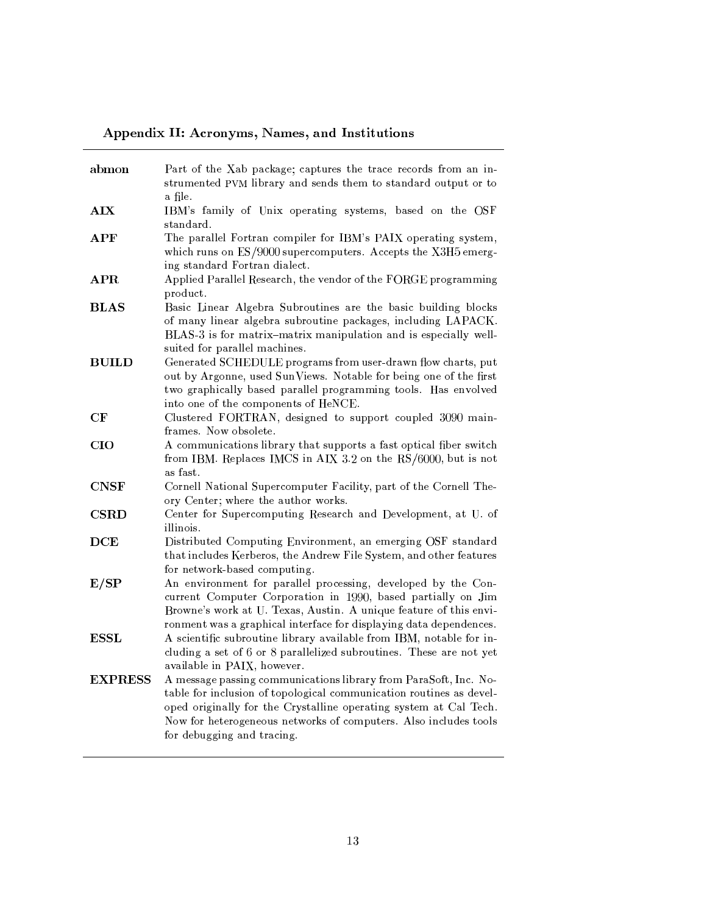## Appendix II: Acronyms, Names, and Institutions

| | |
|---|---|
| **abmon** | Part of the Xab package; captures the trace records from an instrumented PVM library and sends them to standard output or to a file. |
| **AIX** | IBM's family of Unix operating systems, based on the OSF standard. |
| **APF** | The parallel Fortran compiler for IBM's PAIX operating system, which runs on ES/9000 supercomputers. Accepts the X3H5 emerging standard Fortran dialect. |
| **APR** | Applied Parallel Research, the vendor of the FORGE programming product. |
| **BLAS** | Basic Linear Algebra Subroutines are the basic building blocks of many linear algebra subroutine packages, including LAPACK. BLAS-3 is for matrix–matrix manipulation and is especially well-suited for parallel machines. |
| **BUILD** | Generated SCHEDULE programs from user-drawn flow charts, put out by Argonne, used SunViews. Notable for being one of the first two graphically based parallel programming tools. Has envolved into one of the components of HeNCE. |
| **CF** | Clustered FORTRAN, designed to support coupled 3090 mainframes. Now obsolete. |
| **CIO** | A communications library that supports a fast optical fiber switch from IBM. Replaces IMCS in AIX 3.2 on the RS/6000, but is not as fast. |
| **CNSF** | Cornell National Supercomputer Facility, part of the Cornell Theory Center; where the author works. |
| **CSRD** | Center for Supercomputing Research and Development, at U. of illinois. |
| **DCE** | Distributed Computing Environment, an emerging OSF standard that includes Kerberos, the Andrew File System, and other features for network-based computing. |
| **E/SP** | An environment for parallel processing, developed by the Concurrent Computer Corporation in 1990, based partially on Jim Browne's work at U. Texas, Austin. A unique feature of this environment was a graphical interface for displaying data dependences. |
| **ESSL** | A scientific subroutine library available from IBM, notable for including a set of 6 or 8 parallelized subroutines. These are not yet available in PAIX, however. |
| **EXPRESS** | A message passing communications library from ParaSoft, Inc. Notable for inclusion of topological communication routines as developed originally for the Crystalline operating system at Cal Tech. Now for heterogeneous networks of computers. Also includes tools for debugging and tracing. |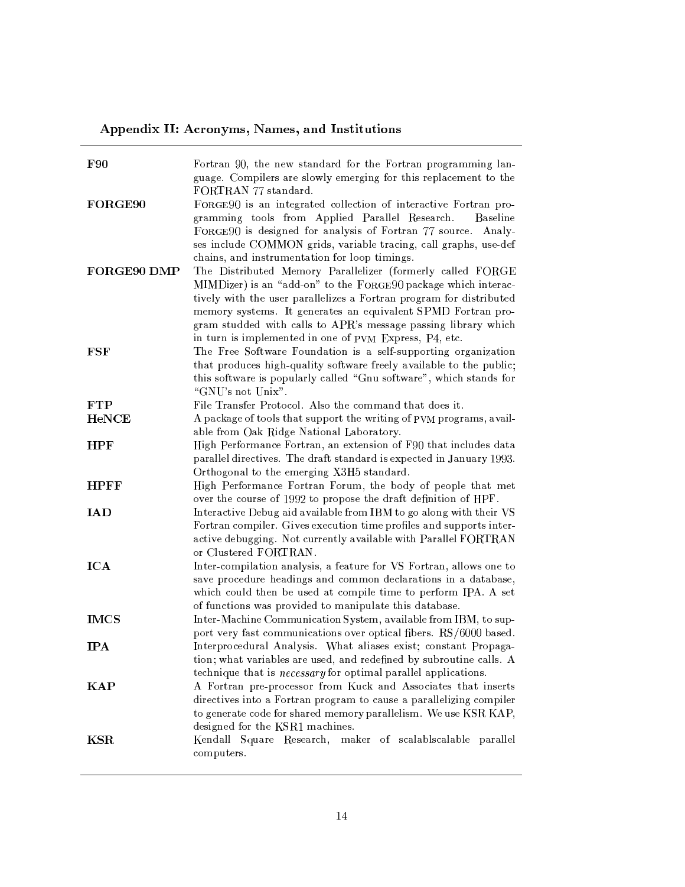## Appendix II: Acronyms, Names, and Institutions

| | |
|---|---|
| **F90** | Fortran 90, the new standard for the Fortran programming language. Compilers are slowly emerging for this replacement to the FORTRAN 77 standard. |
| **FORGE90** | FORGE90 is an integrated collection of interactive Fortran programming tools from Applied Parallel Research. Baseline FORGE90 is designed for analysis of Fortran 77 source. Analyses include COMMON grids, variable tracing, call graphs, use-def chains, and instrumentation for loop timings. |
| **FORGE90 DMP** | The Distributed Memory Parallelizer (formerly called FORGE MIMDizer) is an "add-on" to the FORGE90 package which interactively with the user parallelizes a Fortran program for distributed memory systems. It generates an equivalent SPMD Fortran program studded with calls to APR's message passing library which in turn is implemented in one of PVM Express, P4, etc. |
| **FSF** | The Free Software Foundation is a self-supporting organization that produces high-quality software freely available to the public; this software is popularly called "Gnu software", which stands for "GNU's not Unix". |
| **FTP** | File Transfer Protocol. Also the command that does it. |
| **HeNCE** | A package of tools that support the writing of PVM programs, available from Oak Ridge National Laboratory. |
| **HPF** | High Performance Fortran, an extension of F90 that includes data parallel directives. The draft standard is expected in January 1993. Orthogonal to the emerging X3H5 standard. |
| **HPFF** | High Performance Fortran Forum, the body of people that met over the course of 1992 to propose the draft definition of HPF. |
| **IAD** | Interactive Debug aid available from IBM to go along with their VS Fortran compiler. Gives execution time profiles and supports interactive debugging. Not currently available with Parallel FORTRAN or Clustered FORTRAN. |
| **ICA** | Inter-compilation analysis, a feature for VS Fortran, allows one to save procedure headings and common declarations in a database, which could then be used at compile time to perform IPA. A set of functions was provided to manipulate this database. |
| **IMCS** | Inter-Machine Communication System, available from IBM, to support very fast communications over optical fibers. RS/6000 based. |
| **IPA** | Interprocedural Analysis. What aliases exist; constant Propagation; what variables are used, and redefined by subroutine calls. A technique that is *necessary* for optimal parallel applications. |
| **KAP** | A Fortran pre-processor from Kuck and Associates that inserts directives into a Fortran program to cause a parallelizing compiler to generate code for shared memory parallelism. We use KSR KAP, designed for the KSR1 machines. |
| **KSR** | Kendall Square Research, maker of scalablscalable parallel computers. |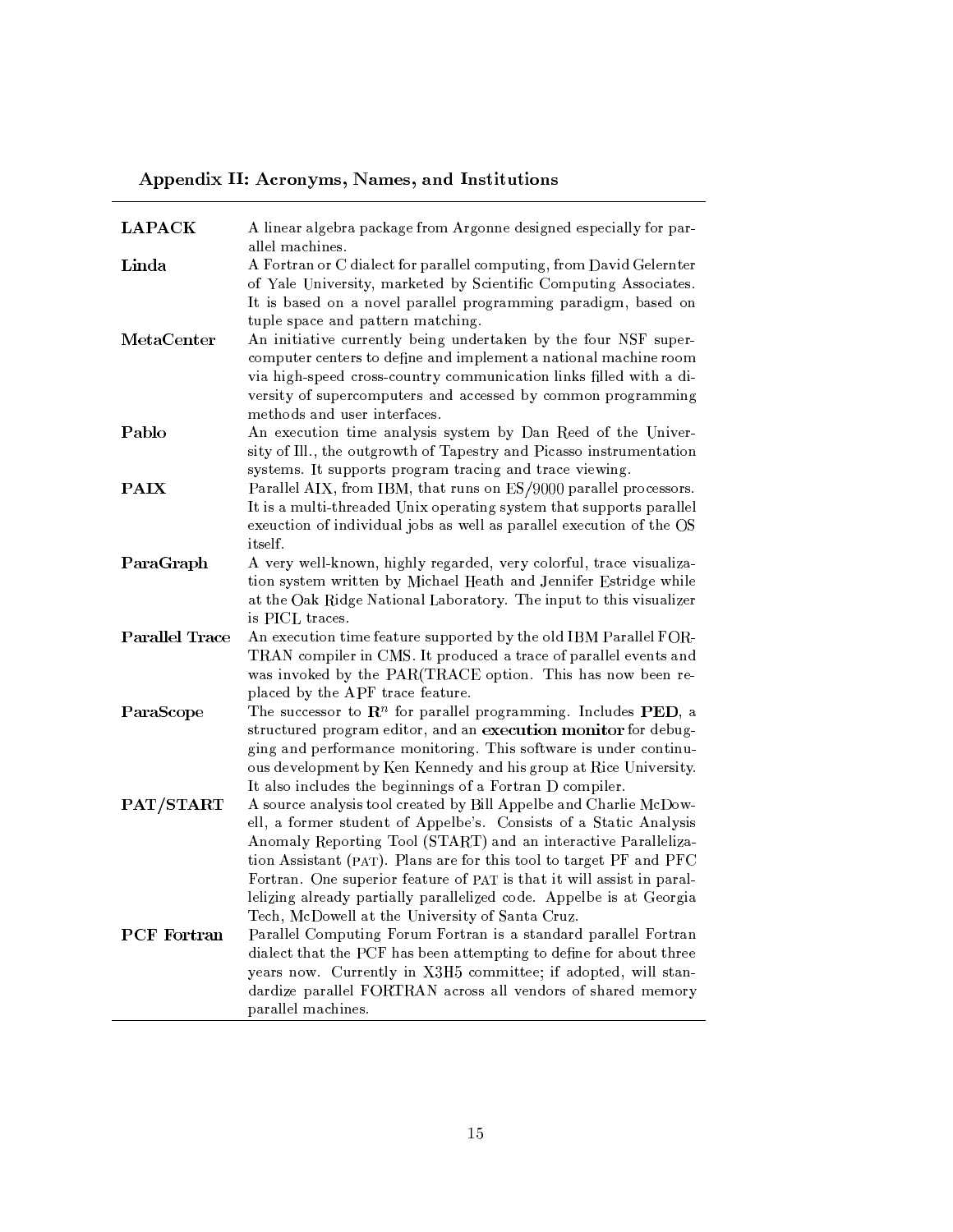## Appendix II: Acronyms, Names, and Institutions

| | |
|---|---|
| **LAPACK** | A linear algebra package from Argonne designed especially for parallel machines. |
| **Linda** | A Fortran or C dialect for parallel computing, from David Gelernter of Yale University, marketed by Scientific Computing Associates. It is based on a novel parallel programming paradigm, based on tuple space and pattern matching. |
| **MetaCenter** | An initiative currently being undertaken by the four NSF supercomputer centers to define and implement a national machine room via high-speed cross-country communication links filled with a diversity of supercomputers and accessed by common programming methods and user interfaces. |
| **Pablo** | An execution time analysis system by Dan Reed of the University of Ill., the outgrowth of Tapestry and Picasso instrumentation systems. It supports program tracing and trace viewing. |
| **PAIX** | Parallel AIX, from IBM, that runs on ES/9000 parallel processors. It is a multi-threaded Unix operating system that supports parallel exeuction of individual jobs as well as parallel execution of the OS itself. |
| **ParaGraph** | A very well-known, highly regarded, very colorful, trace visualization system written by Michael Heath and Jennifer Estridge while at the Oak Ridge National Laboratory. The input to this visualizer is PICL traces. |
| **Parallel Trace** | An execution time feature supported by the old IBM Parallel FORTRAN compiler in CMS. It produced a trace of parallel events and was invoked by the PAR(TRACE option. This has now been replaced by the APF trace feature. |
| **ParaScope** | The successor to $\mathbf{R}^n$ for parallel programming. Includes **PED**, a structured program editor, and an **execution monitor** for debugging and performance monitoring. This software is under continuous development by Ken Kennedy and his group at Rice University. It also includes the beginnings of a Fortran D compiler. |
| **PAT/START** | A source analysis tool created by Bill Appelbe and Charlie McDowell, a former student of Appelbe's. Consists of a Static Analysis Anomaly Reporting Tool (START) and an interactive Parallelization Assistant (PAT). Plans are for this tool to target PF and PFC Fortran. One superior feature of PAT is that it will assist in parallelizing already partially parallelized code. Appelbe is at Georgia Tech, McDowell at the University of Santa Cruz. |
| **PCF Fortran** | Parallel Computing Forum Fortran is a standard parallel Fortran dialect that the PCF has been attempting to define for about three years now. Currently in X3H5 committee; if adopted, will standardize parallel FORTRAN across all vendors of shared memory parallel machines. |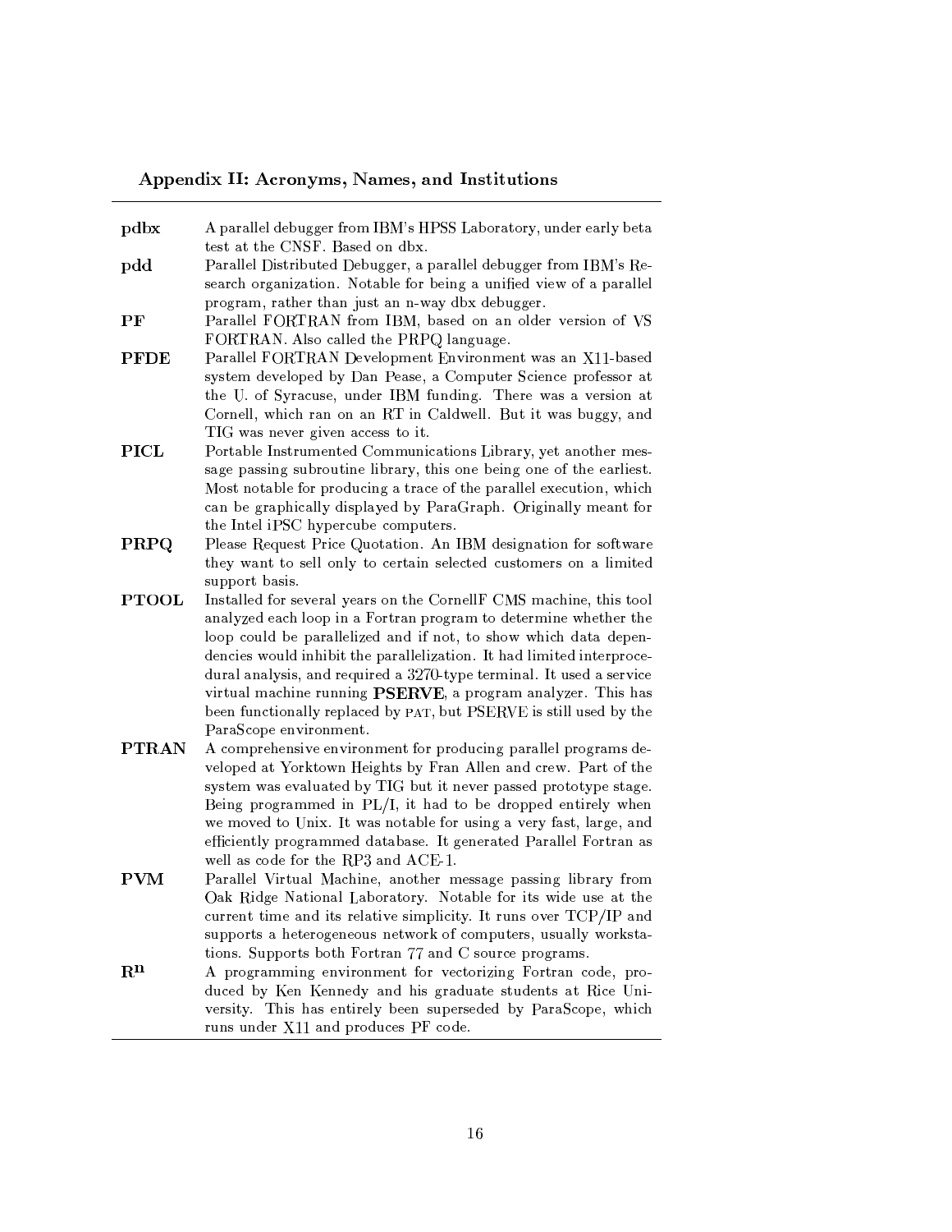## Appendix II: Acronyms, Names, and Institutions

**pdbx** A parallel debugger from IBM's HPSS Laboratory, under early beta test at the CNSF. Based on dbx.

**pdd** Parallel Distributed Debugger, a parallel debugger from IBM's Research organization. Notable for being a unified view of a parallel program, rather than just an n-way dbx debugger.

**PF** Parallel FORTRAN from IBM, based on an older version of VS FORTRAN. Also called the PRPQ language.

**PFDE** Parallel FORTRAN Development Environment was an X11-based system developed by Dan Pease, a Computer Science professor at the U. of Syracuse, under IBM funding. There was a version at Cornell, which ran on an RT in Caldwell. But it was buggy, and TIG was never given access to it.

**PICL** Portable Instrumented Communications Library, yet another message passing subroutine library, this one being one of the earliest. Most notable for producing a trace of the parallel execution, which can be graphically displayed by ParaGraph. Originally meant for the Intel iPSC hypercube computers.

**PRPQ** Please Request Price Quotation. An IBM designation for software they want to sell only to certain selected customers on a limited support basis.

**PTOOL** Installed for several years on the CornellF CMS machine, this tool analyzed each loop in a Fortran program to determine whether the loop could be parallelized and if not, to show which data dependencies would inhibit the parallelization. It had limited interprocedural analysis, and required a 3270-type terminal. It used a service virtual machine running **PSERVE**, a program analyzer. This has been functionally replaced by PAT, but PSERVE is still used by the ParaScope environment.

**PTRAN** A comprehensive environment for producing parallel programs developed at Yorktown Heights by Fran Allen and crew. Part of the system was evaluated by TIG but it never passed prototype stage. Being programmed in PL/I, it had to be dropped entirely when we moved to Unix. It was notable for using a very fast, large, and efficiently programmed database. It generated Parallel Fortran as well as code for the RP3 and ACE-1.

**PVM** Parallel Virtual Machine, another message passing library from Oak Ridge National Laboratory. Notable for its wide use at the current time and its relative simplicity. It runs over TCP/IP and supports a heterogeneous network of computers, usually workstations. Supports both Fortran 77 and C source programs.

**$R^n$** A programming environment for vectorizing Fortran code, produced by Ken Kennedy and his graduate students at Rice University. This has entirely been superseded by ParaScope, which runs under X11 and produces PF code.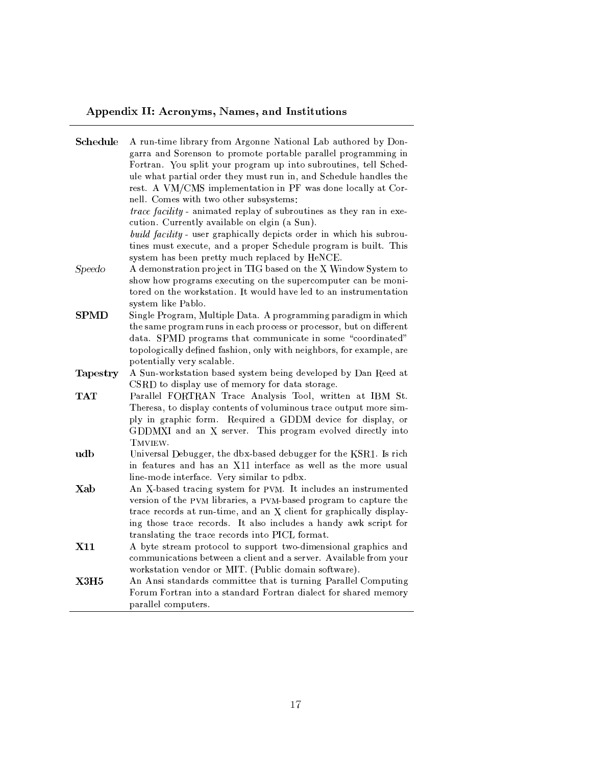## Appendix II: Acronyms, Names, and Institutions

**Schedule** A run-time library from Argonne National Lab authored by Dongarra and Sorenson to promote portable parallel programming in Fortran. You split your program up into subroutines, tell Schedule what partial order they must run in, and Schedule handles the rest. A VM/CMS implementation in PF was done locally at Cornell. Comes with two other subsystems:
*trace facility* - animated replay of subroutines as they ran in execution. Currently available on elgin (a Sun).
*build facility* - user graphically depicts order in which his subroutines must execute, and a proper Schedule program is built. This system has been pretty much replaced by HeNCE.

*Speedo* A demonstration project in TIG based on the X Window System to show how programs executing on the supercomputer can be monitored on the workstation. It would have led to an instrumentation system like Pablo.

**SPMD** Single Program, Multiple Data. A programming paradigm in which the same program runs in each process or processor, but on different data. SPMD programs that communicate in some "coordinated" topologically defined fashion, only with neighbors, for example, are potentially very scalable.

**Tapestry** A Sun-workstation based system being developed by Dan Reed at CSRD to display use of memory for data storage.

**TAT** Parallel FORTRAN Trace Analysis Tool, written at IBM St. Theresa, to display contents of voluminous trace output more simply in graphic form. Required a GDDM device for display, or GDDMXI and an X server. This program evolved directly into Tmview.

**udb** Universal Debugger, the dbx-based debugger for the KSR1. Is rich in features and has an X11 interface as well as the more usual line-mode interface. Very similar to pdbx.

**Xab** An X-based tracing system for PVM. It includes an instrumented version of the PVM libraries, a PVM-based program to capture the trace records at run-time, and an X client for graphically displaying those trace records. It also includes a handy awk script for translating the trace records into PICL format.

**X11** A byte stream protocol to support two-dimensional graphics and communications between a client and a server. Available from your workstation vendor or MIT. (Public domain software).

**X3H5** An Ansi standards committee that is turning Parallel Computing Forum Fortran into a standard Fortran dialect for shared memory parallel computers.